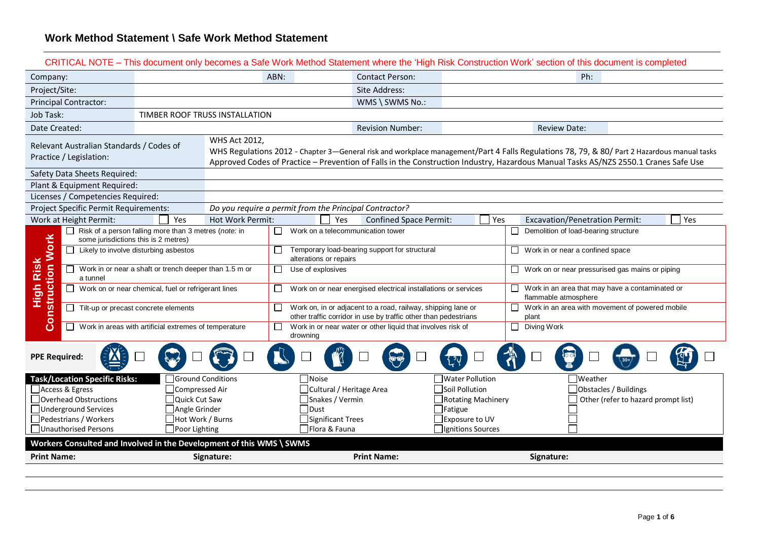# Work Method Statement \ Safe Work Method Statement

CRITICAL NOTE – This document only becomes a Safe Work Method Statement where the 'High Risk Construction Work' section of this document is completed

| Company: | | ABN: | | Contact Person: | | Ph: | |
|---|---|---|---|---|---|---|---|
| Project/Site: | | | | Site Address: | | | |
| Principal Contractor: | | | | WMS \ SWMS No.: | | | |
| Job Task: | TIMBER ROOF TRUSS INSTALLATION | | | | | | |
| Date Created: | | | | Revision Number: | | Review Date: | |

| | |
|---|---|
| Relevant Australian Standards / Codes of Practice / Legislation: | WHS Act 2012, WHS Regulations 2012 - Chapter 3—General risk and workplace management/Part 4 Falls Regulations 78, 79, & 80/ Part 2 Hazardous manual tasks Approved Codes of Practice – Prevention of Falls in the Construction Industry, Hazardous Manual Tasks AS/NZS 2550.1 Cranes Safe Use |
| Safety Data Sheets Required: | |
| Plant & Equipment Required: | |
| Licenses / Competencies Required: | |
| Project Specific Permit Requirements: | *Do you require a permit from the Principal Contractor?* |

| Work at Height Permit: ☐ Yes | Hot Work Permit: ☐ Yes | Confined Space Permit: ☐ Yes | Excavation/Penetration Permit: ☐ Yes |
|---|---|---|---|

## High Risk Construction Work

| | | |
|---|---|---|
| ☐ Risk of a person falling more than 3 metres (*note:* in some jurisdictions this is 2 metres) | ☐ Work on a telecommunication tower | ☐ Demolition of load-bearing structure |
| ☐ Likely to involve disturbing asbestos | ☐ Temporary load-bearing support for structural alterations or repairs | ☐ Work in or near a confined space |
| ☐ Work in or near a shaft or trench deeper than 1.5 m or a tunnel | ☐ Use of explosives | ☐ Work on or near pressurised gas mains or piping |
| ☐ Work on or near chemical, fuel or refrigerant lines | ☐ Work on or near energised electrical installations or services | ☐ Work in an area that may have a contaminated or flammable atmosphere |
| ☐ Tilt-up or precast concrete elements | ☐ Work on, in or adjacent to a road, railway, shipping lane or other traffic corridor in use by traffic other than pedestrians | ☐ Work in an area with movement of powered mobile plant |
| ☐ Work in areas with artificial extremes of temperature | ☐ Work in or near water or other liquid that involves risk of drowning | ☐ Diving Work |

**PPE Required:** ☐ ☐ ☐ ☐ ☐ ☐ ☐ ☐ ☐ ☐ ☐

| **Task/Location Specific Risks:** | | | | |
|---|---|---|---|---|
| ☐ Access & Egress | ☐ Ground Conditions | ☐ Noise | ☐ Water Pollution | ☐ Weather |
| ☐ Overhead Obstructions | ☐ Compressed Air | ☐ Cultural / Heritage Area | ☐ Soil Pollution | ☐ Obstacles / Buildings |
| ☐ Underground Services | ☐ Quick Cut Saw | ☐ Snakes / Vermin | ☐ Rotating Machinery | ☐ Other (refer to hazard prompt list) |
| ☐ Pedestrians / Workers | ☐ Angle Grinder | ☐ Dust | ☐ Fatigue | ☐ |
| ☐ Unauthorised Persons | ☐ Hot Work / Burns | ☐ Significant Trees | ☐ Exposure to UV | ☐ |
| | ☐ Poor Lighting | ☐ Flora & Fauna | ☐ Ignitions Sources | ☐ |

**Workers Consulted and Involved in the Development of this WMS \ SWMS**

| **Print Name:** | **Signature:** | **Print Name:** | **Signature:** |
|---|---|---|---|
| | | | |
| | | | |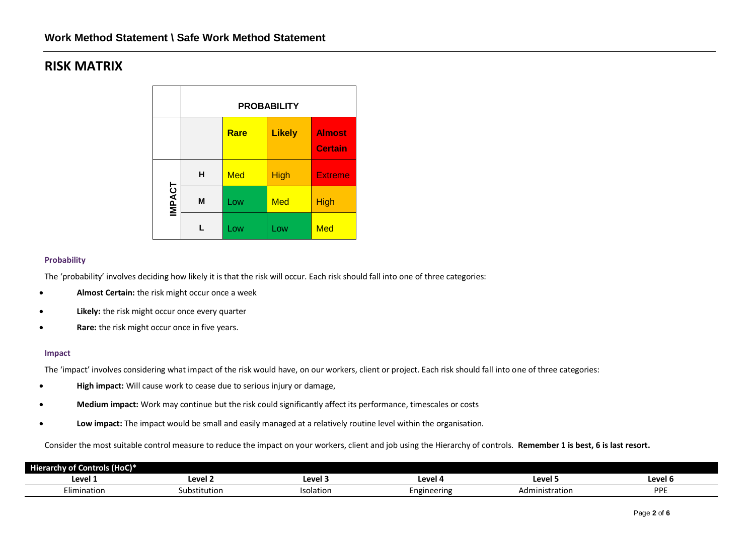## RISK MATRIX

| | | PROBABILITY | | |
|---|---|---|---|---|
| | | **Rare** | **Likely** | **Almost Certain** |
| **IMPACT** | **H** | Med | High | Extreme |
| | **M** | Low | Med | High |
| | **L** | Low | Low | Med |

#### Probability

The 'probability' involves deciding how likely it is that the risk will occur. Each risk should fall into one of three categories:

- **Almost Certain:** the risk might occur once a week
- **Likely:** the risk might occur once every quarter
- **Rare:** the risk might occur once in five years.

#### Impact

The 'impact' involves considering what impact of the risk would have, on our workers, client or project. Each risk should fall into one of three categories:

- **High impact:** Will cause work to cease due to serious injury or damage,
- **Medium impact:** Work may continue but the risk could significantly affect its performance, timescales or costs
- **Low impact:** The impact would be small and easily managed at a relatively routine level within the organisation.

Consider the most suitable control measure to reduce the impact on your workers, client and job using the Hierarchy of controls. **Remember 1 is best, 6 is last resort.**

| Hierarchy of Controls (HoC)* | | | | | |
|---|---|---|---|---|---|
| **Level 1** | **Level 2** | **Level 3** | **Level 4** | **Level 5** | **Level 6** |
| Elimination | Substitution | Isolation | Engineering | Administration | PPE |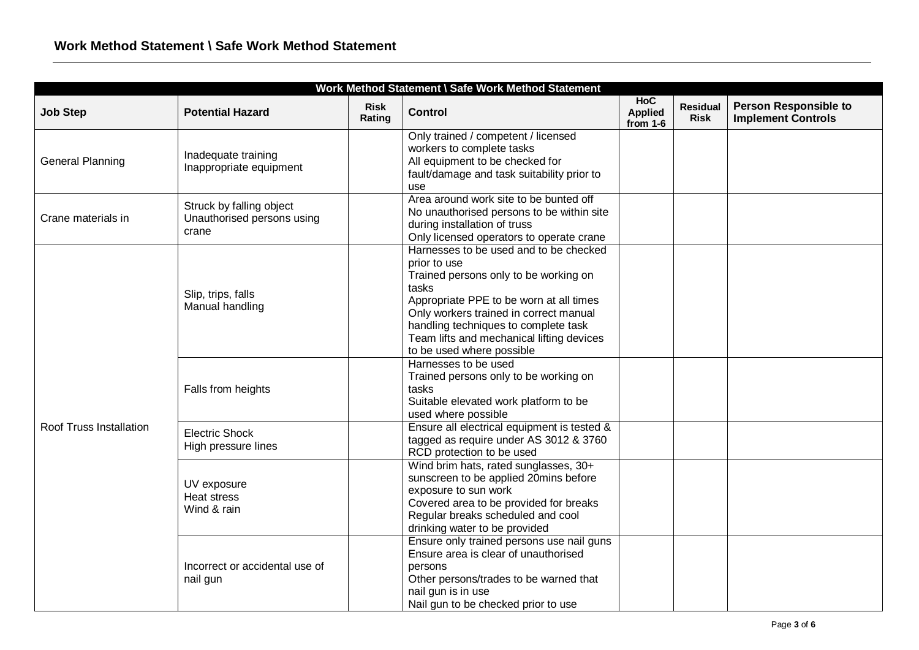## Work Method Statement \ Safe Work Method Statement

| Work Method Statement \ Safe Work Method Statement | | | | | | |
|---|---|---|---|---|---|---|
| **Job Step** | **Potential Hazard** | **Risk Rating** | **Control** | **HoC Applied from 1-6** | **Residual Risk** | **Person Responsible to Implement Controls** |
| General Planning | Inadequate training<br>Inappropriate equipment | | Only trained / competent / licensed workers to complete tasks<br>All equipment to be checked for fault/damage and task suitability prior to use | | | |
| Crane materials in | Struck by falling object<br>Unauthorised persons using crane | | Area around work site to be bunted off<br>No unauthorised persons to be within site during installation of truss<br>Only licensed operators to operate crane | | | |
| Roof Truss Installation | Slip, trips, falls<br>Manual handling | | Harnesses to be used and to be checked prior to use<br>Trained persons only to be working on tasks<br>Appropriate PPE to be worn at all times<br>Only workers trained in correct manual handling techniques to complete task<br>Team lifts and mechanical lifting devices to be used where possible | | | |
| | Falls from heights | | Harnesses to be used<br>Trained persons only to be working on tasks<br>Suitable elevated work platform to be used where possible | | | |
| | Electric Shock<br>High pressure lines | | Ensure all electrical equipment is tested & tagged as require under AS 3012 & 3760<br>RCD protection to be used | | | |
| | UV exposure<br>Heat stress<br>Wind & rain | | Wind brim hats, rated sunglasses, 30+ sunscreen to be applied 20mins before exposure to sun work<br>Covered area to be provided for breaks<br>Regular breaks scheduled and cool drinking water to be provided | | | |
| | Incorrect or accidental use of nail gun | | Ensure only trained persons use nail guns<br>Ensure area is clear of unauthorised persons<br>Other persons/trades to be warned that nail gun is in use<br>Nail gun to be checked prior to use | | | |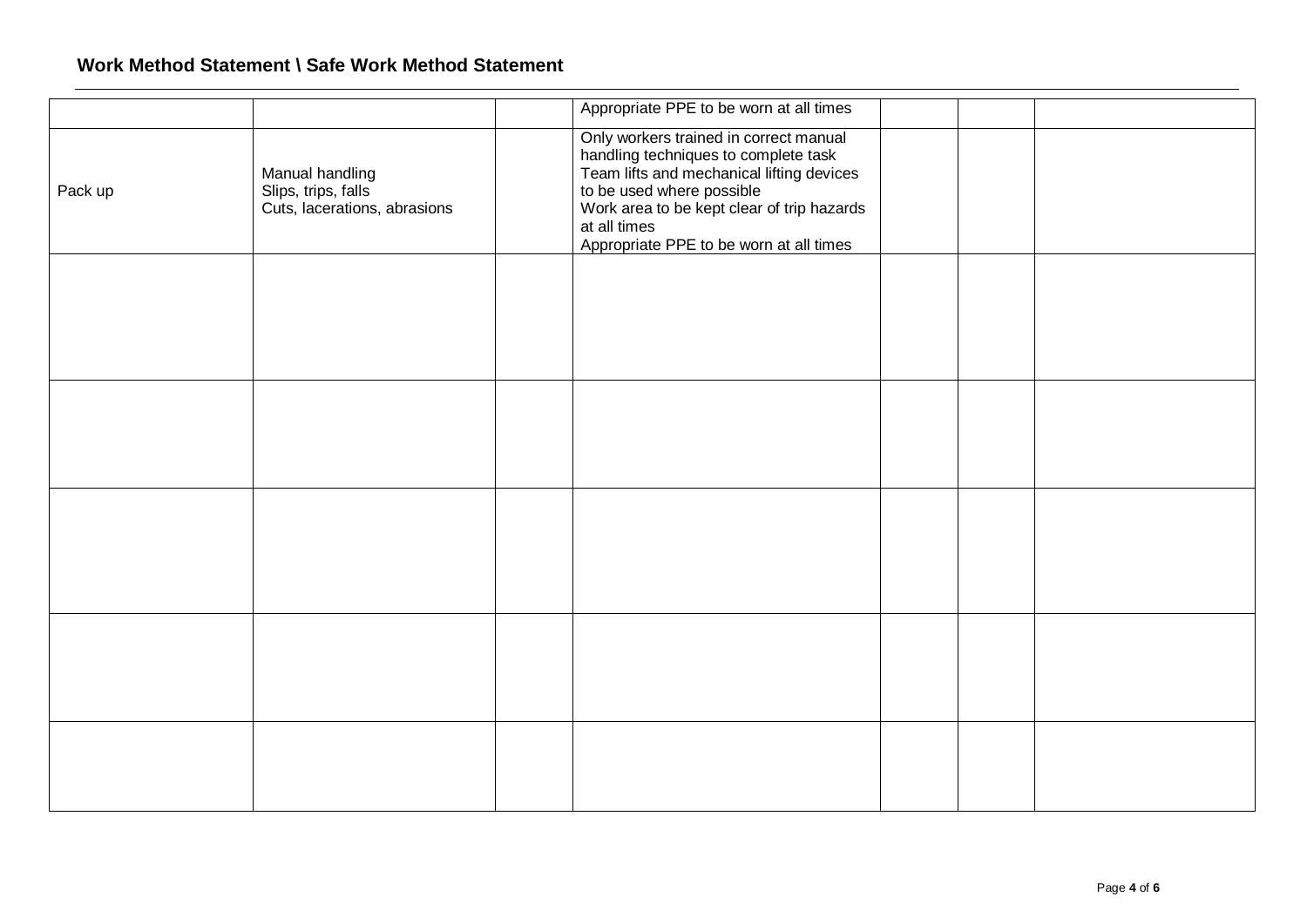| | | | | | | |
|---|---|---|---|---|---|---|
| | | | Appropriate PPE to be worn at all times | | | |
| Pack up | Manual handling<br>Slips, trips, falls<br>Cuts, lacerations, abrasions | | Only workers trained in correct manual handling techniques to complete task<br>Team lifts and mechanical lifting devices to be used where possible<br>Work area to be kept clear of trip hazards at all times<br>Appropriate PPE to be worn at all times | | | |
| | | | | | | |
| | | | | | | |
| | | | | | | |
| | | | | | | |
| | | | | | | |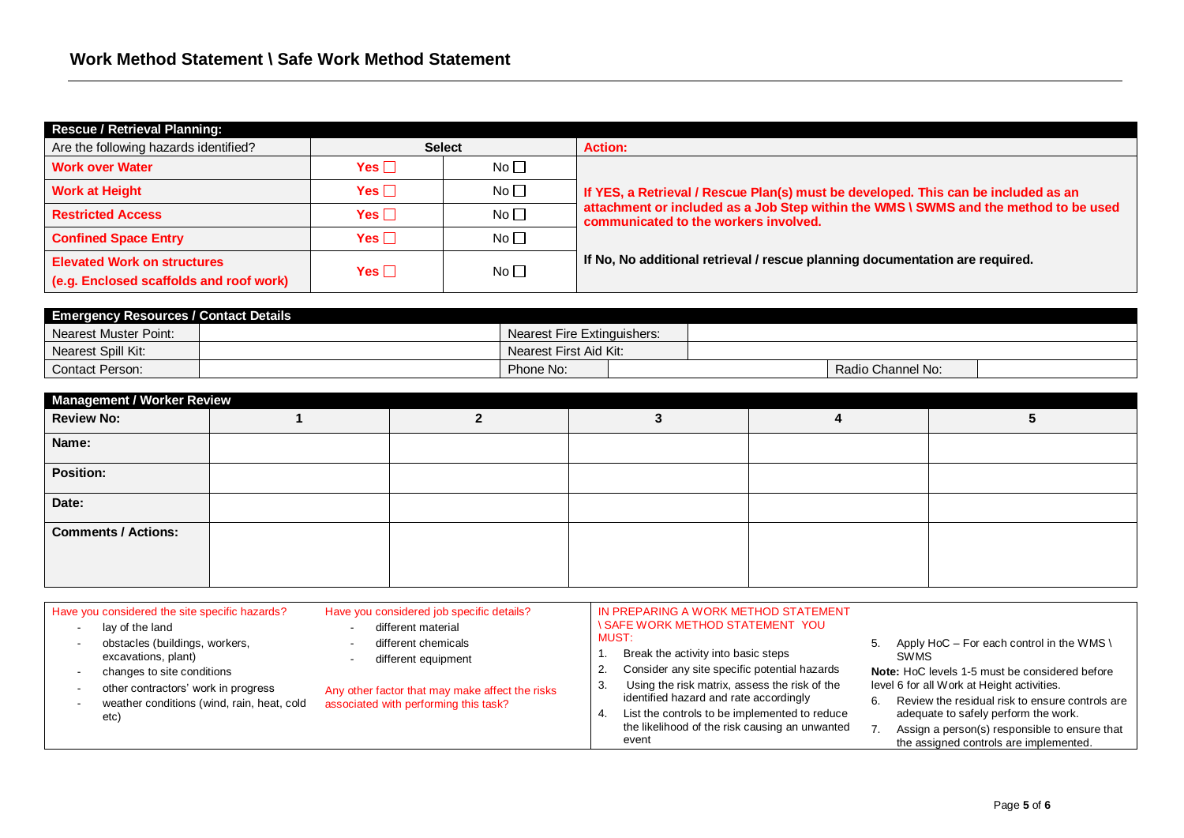## Work Method Statement \ Safe Work Method Statement

| Rescue / Retrieval Planning: | | | |
|---|---|---|---|
| Are the following hazards identified? | Select | | Action: |
| **Work over Water** | **Yes** ☐ | No ☐ | **If YES, a Retrieval / Rescue Plan(s) must be developed. This can be included as an attachment or included as a Job Step within the WMS \ SWMS and the method to be used communicated to the workers involved.** |
| **Work at Height** | **Yes** ☐ | No ☐ | |
| **Restricted Access** | **Yes** ☐ | No ☐ | |
| **Confined Space Entry** | **Yes** ☐ | No ☐ | **If No, No additional retrieval / rescue planning documentation are required.** |
| **Elevated Work on structures (e.g. Enclosed scaffolds and roof work)** | **Yes** ☐ | No ☐ | |

| Emergency Resources / Contact Details | | | | | |
|---|---|---|---|---|---|
| Nearest Muster Point: | | Nearest Fire Extinguishers: | | | |
| Nearest Spill Kit: | | Nearest First Aid Kit: | | | |
| Contact Person: | | Phone No: | | Radio Channel No: | |

| Management / Worker Review | | | | | |
|---|---|---|---|---|---|
| **Review No:** | **1** | **2** | **3** | **4** | **5** |
| **Name:** | | | | | |
| **Position:** | | | | | |
| **Date:** | | | | | |
| **Comments / Actions:** | | | | | |

Have you considered the site specific hazards?

- lay of the land
- obstacles (buildings, workers, excavations, plant)
- changes to site conditions
- other contractors' work in progress
- weather conditions (wind, rain, heat, cold etc)

Have you considered job specific details?

- different material
- different chemicals
- different equipment

Any other factor that may make affect the risks associated with performing this task?

IN PREPARING A WORK METHOD STATEMENT \ SAFE WORK METHOD STATEMENT YOU MUST:

1. Break the activity into basic steps
2. Consider any site specific potential hazards
3. Using the risk matrix, assess the risk of the identified hazard and rate accordingly
4. List the controls to be implemented to reduce the likelihood of the risk causing an unwanted event
5. Apply HoC – For each control in the WMS \ SWMS

**Note:** HoC levels 1-5 must be considered before level 6 for all Work at Height activities.

6. Review the residual risk to ensure controls are adequate to safely perform the work.
7. Assign a person(s) responsible to ensure that the assigned controls are implemented.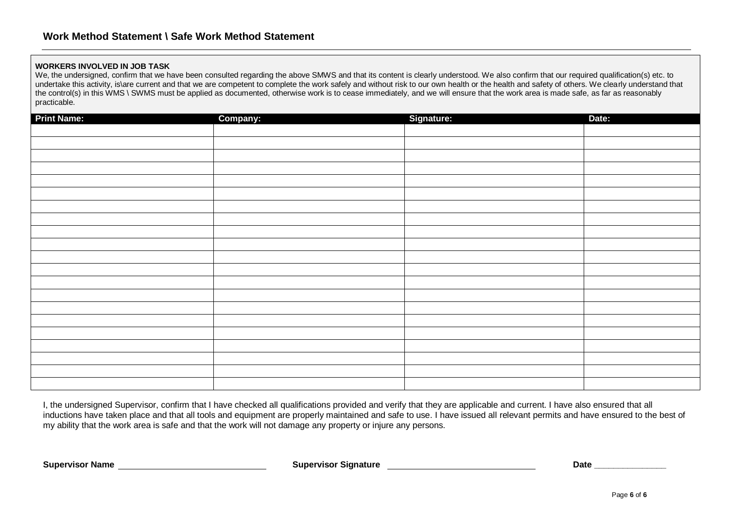**WORKERS INVOLVED IN JOB TASK**

We, the undersigned, confirm that we have been consulted regarding the above SMWS and that its content is clearly understood. We also confirm that our required qualification(s) etc. to undertake this activity, is\are current and that we are competent to complete the work safely and without risk to our own health or the health and safety of others. We clearly understand that the control(s) in this WMS \ SWMS must be applied as documented, otherwise work is to cease immediately, and we will ensure that the work area is made safe, as far as reasonably practicable.

| Print Name: | Company: | Signature: | Date: |
|---|---|---|---|
| | | | |
| | | | |
| | | | |
| | | | |
| | | | |
| | | | |
| | | | |
| | | | |
| | | | |
| | | | |
| | | | |
| | | | |
| | | | |
| | | | |
| | | | |
| | | | |
| | | | |
| | | | |
| | | | |
| | | | |
| | | | |

I, the undersigned Supervisor, confirm that I have checked all qualifications provided and verify that they are applicable and current. I have also ensured that all inductions have taken place and that all tools and equipment are properly maintained and safe to use. I have issued all relevant permits and have ensured to the best of my ability that the work area is safe and that the work will not damage any property or injure any persons.

**Supervisor Name** ______________________________ **Supervisor Signature** ______________________________ **Date** _______________